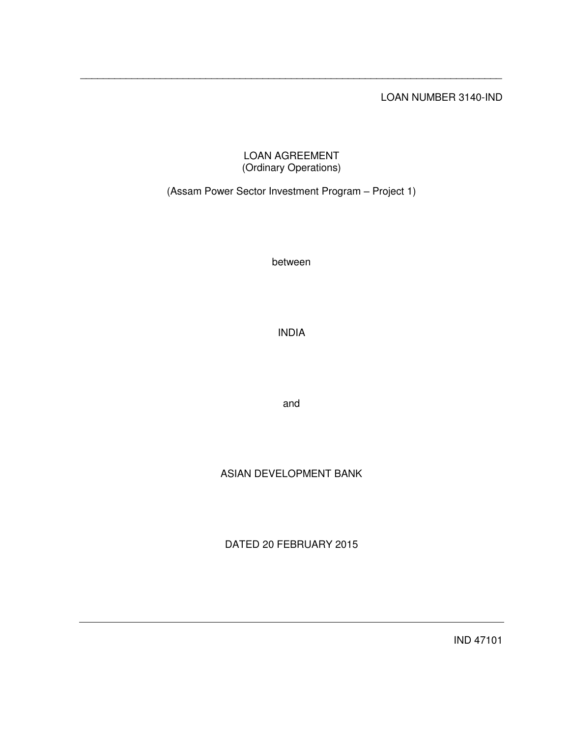LOAN NUMBER 3140-IND

LOAN AGREEMENT
(Ordinary Operations)

(Assam Power Sector Investment Program – Project 1)

between

INDIA

and

ASIAN DEVELOPMENT BANK

DATED 20 FEBRUARY 2015

IND 47101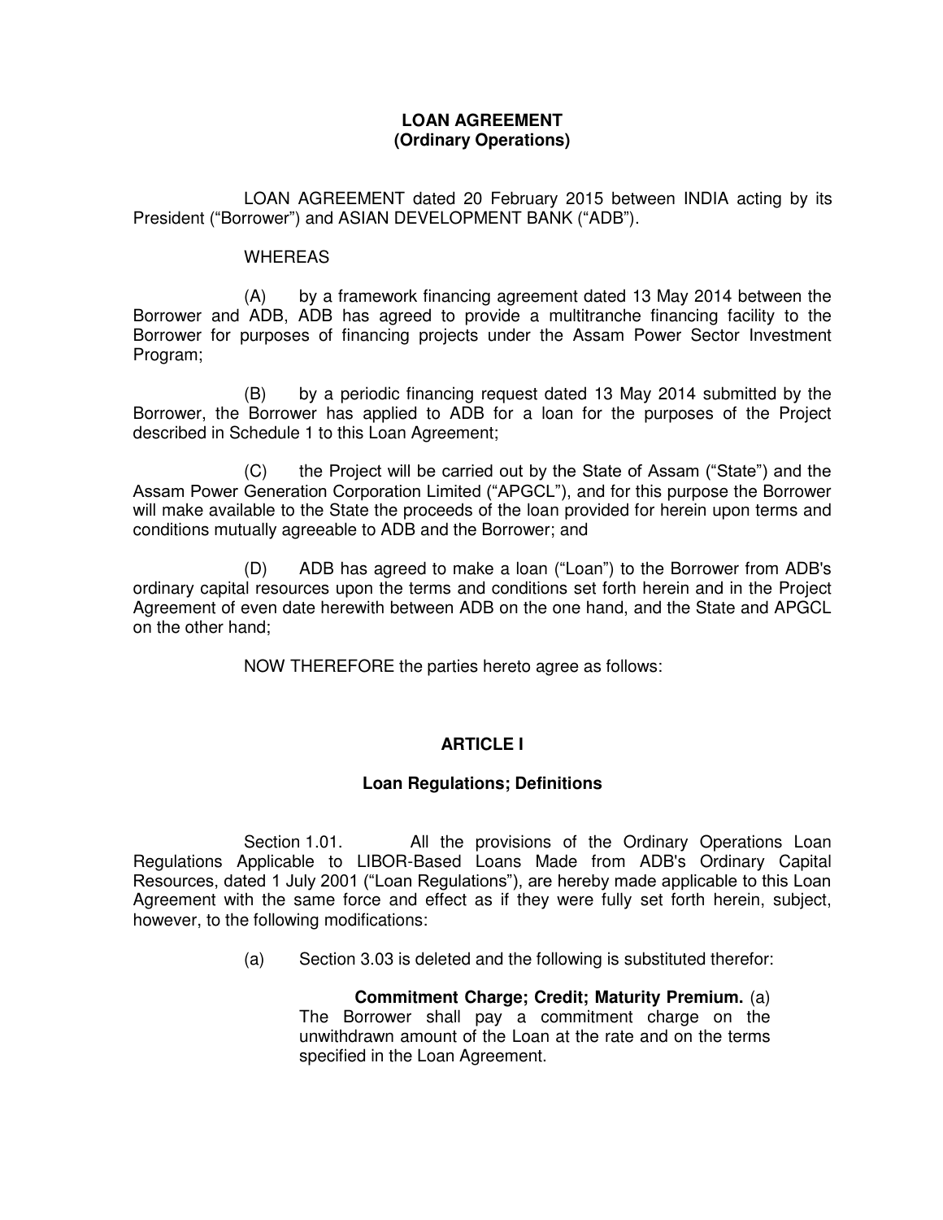**LOAN AGREEMENT**
**(Ordinary Operations)**

LOAN AGREEMENT dated 20 February 2015 between INDIA acting by its President ("Borrower") and ASIAN DEVELOPMENT BANK ("ADB").

WHEREAS

(A) by a framework financing agreement dated 13 May 2014 between the Borrower and ADB, ADB has agreed to provide a multitranche financing facility to the Borrower for purposes of financing projects under the Assam Power Sector Investment Program;

(B) by a periodic financing request dated 13 May 2014 submitted by the Borrower, the Borrower has applied to ADB for a loan for the purposes of the Project described in Schedule 1 to this Loan Agreement;

(C) the Project will be carried out by the State of Assam ("State") and the Assam Power Generation Corporation Limited ("APGCL"), and for this purpose the Borrower will make available to the State the proceeds of the loan provided for herein upon terms and conditions mutually agreeable to ADB and the Borrower; and

(D) ADB has agreed to make a loan ("Loan") to the Borrower from ADB's ordinary capital resources upon the terms and conditions set forth herein and in the Project Agreement of even date herewith between ADB on the one hand, and the State and APGCL on the other hand;

NOW THEREFORE the parties hereto agree as follows:

## ARTICLE I

### Loan Regulations; Definitions

Section 1.01. All the provisions of the Ordinary Operations Loan Regulations Applicable to LIBOR-Based Loans Made from ADB's Ordinary Capital Resources, dated 1 July 2001 ("Loan Regulations"), are hereby made applicable to this Loan Agreement with the same force and effect as if they were fully set forth herein, subject, however, to the following modifications:

(a) Section 3.03 is deleted and the following is substituted therefor:

> **Commitment Charge; Credit; Maturity Premium.** (a) The Borrower shall pay a commitment charge on the unwithdrawn amount of the Loan at the rate and on the terms specified in the Loan Agreement.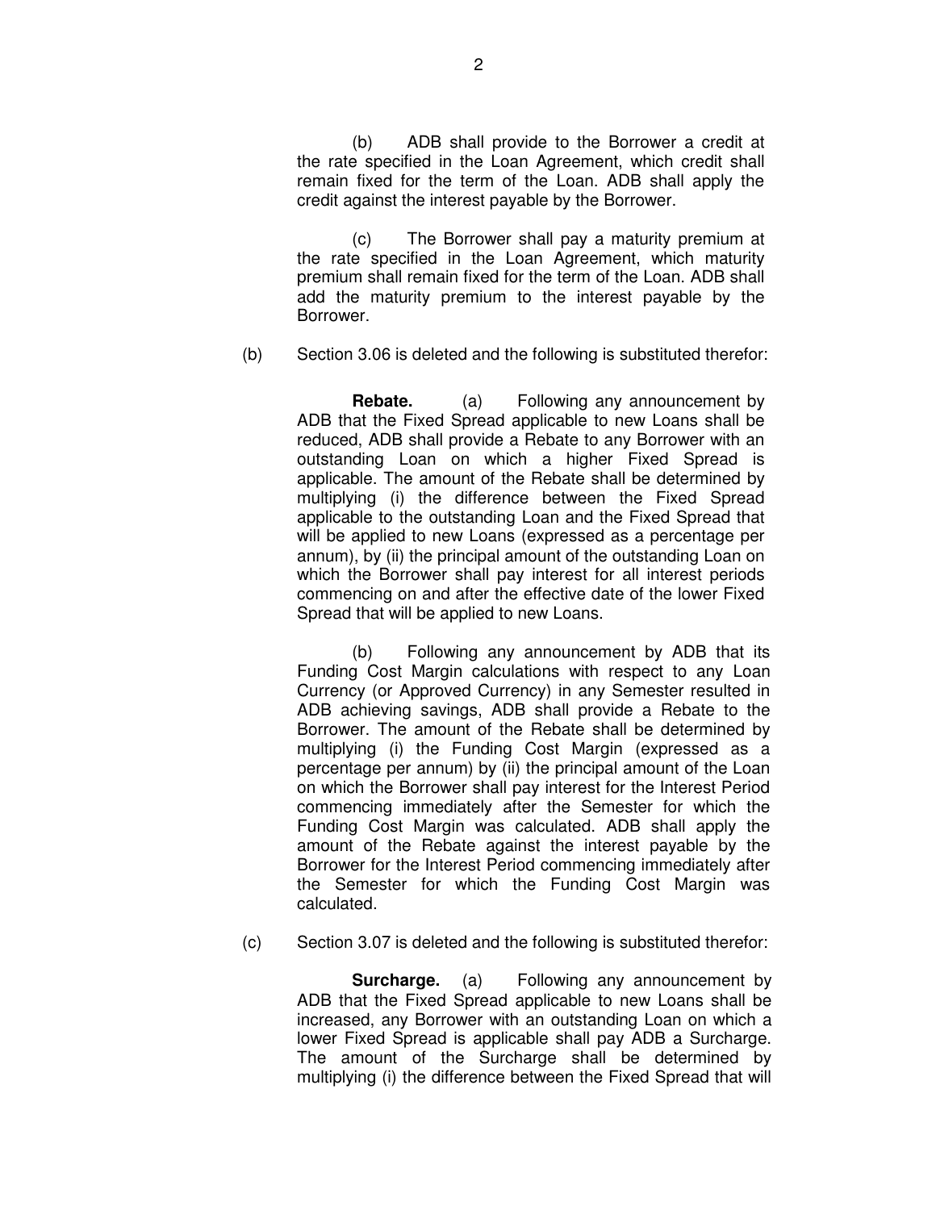(b) ADB shall provide to the Borrower a credit at the rate specified in the Loan Agreement, which credit shall remain fixed for the term of the Loan. ADB shall apply the credit against the interest payable by the Borrower.

(c) The Borrower shall pay a maturity premium at the rate specified in the Loan Agreement, which maturity premium shall remain fixed for the term of the Loan. ADB shall add the maturity premium to the interest payable by the Borrower.

(b) Section 3.06 is deleted and the following is substituted therefor:

**Rebate.** (a) Following any announcement by ADB that the Fixed Spread applicable to new Loans shall be reduced, ADB shall provide a Rebate to any Borrower with an outstanding Loan on which a higher Fixed Spread is applicable. The amount of the Rebate shall be determined by multiplying (i) the difference between the Fixed Spread applicable to the outstanding Loan and the Fixed Spread that will be applied to new Loans (expressed as a percentage per annum), by (ii) the principal amount of the outstanding Loan on which the Borrower shall pay interest for all interest periods commencing on and after the effective date of the lower Fixed Spread that will be applied to new Loans.

(b) Following any announcement by ADB that its Funding Cost Margin calculations with respect to any Loan Currency (or Approved Currency) in any Semester resulted in ADB achieving savings, ADB shall provide a Rebate to the Borrower. The amount of the Rebate shall be determined by multiplying (i) the Funding Cost Margin (expressed as a percentage per annum) by (ii) the principal amount of the Loan on which the Borrower shall pay interest for the Interest Period commencing immediately after the Semester for which the Funding Cost Margin was calculated. ADB shall apply the amount of the Rebate against the interest payable by the Borrower for the Interest Period commencing immediately after the Semester for which the Funding Cost Margin was calculated.

(c) Section 3.07 is deleted and the following is substituted therefor:

**Surcharge.** (a) Following any announcement by ADB that the Fixed Spread applicable to new Loans shall be increased, any Borrower with an outstanding Loan on which a lower Fixed Spread is applicable shall pay ADB a Surcharge. The amount of the Surcharge shall be determined by multiplying (i) the difference between the Fixed Spread that will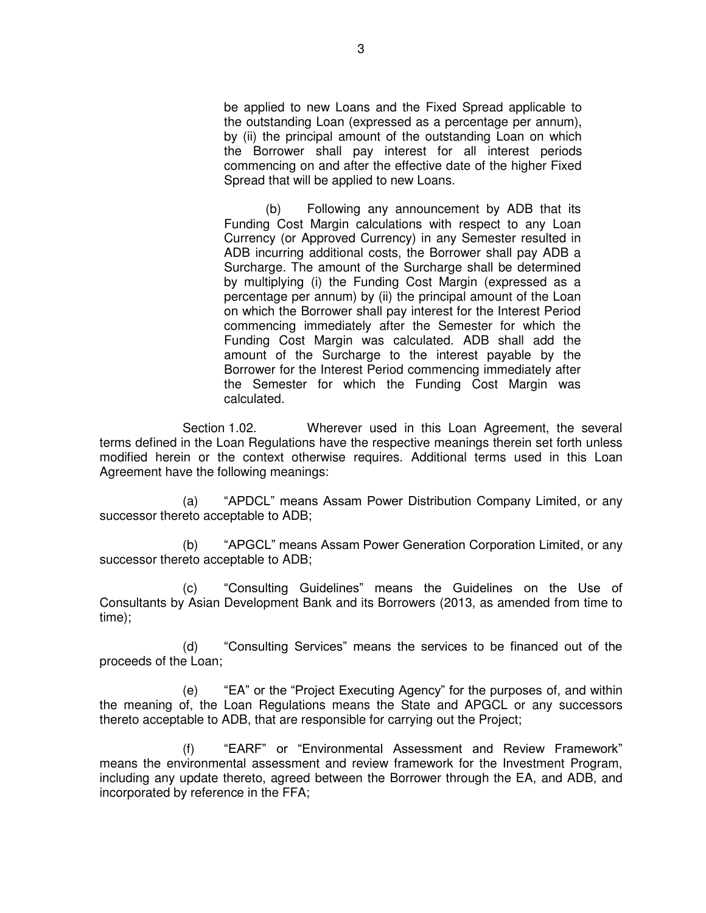be applied to new Loans and the Fixed Spread applicable to the outstanding Loan (expressed as a percentage per annum), by (ii) the principal amount of the outstanding Loan on which the Borrower shall pay interest for all interest periods commencing on and after the effective date of the higher Fixed Spread that will be applied to new Loans.

(b) Following any announcement by ADB that its Funding Cost Margin calculations with respect to any Loan Currency (or Approved Currency) in any Semester resulted in ADB incurring additional costs, the Borrower shall pay ADB a Surcharge. The amount of the Surcharge shall be determined by multiplying (i) the Funding Cost Margin (expressed as a percentage per annum) by (ii) the principal amount of the Loan on which the Borrower shall pay interest for the Interest Period commencing immediately after the Semester for which the Funding Cost Margin was calculated. ADB shall add the amount of the Surcharge to the interest payable by the Borrower for the Interest Period commencing immediately after the Semester for which the Funding Cost Margin was calculated.

Section 1.02. Wherever used in this Loan Agreement, the several terms defined in the Loan Regulations have the respective meanings therein set forth unless modified herein or the context otherwise requires. Additional terms used in this Loan Agreement have the following meanings:

(a) "APDCL" means Assam Power Distribution Company Limited, or any successor thereto acceptable to ADB;

(b) "APGCL" means Assam Power Generation Corporation Limited, or any successor thereto acceptable to ADB;

(c) "Consulting Guidelines" means the Guidelines on the Use of Consultants by Asian Development Bank and its Borrowers (2013, as amended from time to time);

(d) "Consulting Services" means the services to be financed out of the proceeds of the Loan;

(e) "EA" or the "Project Executing Agency" for the purposes of, and within the meaning of, the Loan Regulations means the State and APGCL or any successors thereto acceptable to ADB, that are responsible for carrying out the Project;

(f) "EARF" or "Environmental Assessment and Review Framework" means the environmental assessment and review framework for the Investment Program, including any update thereto, agreed between the Borrower through the EA, and ADB, and incorporated by reference in the FFA;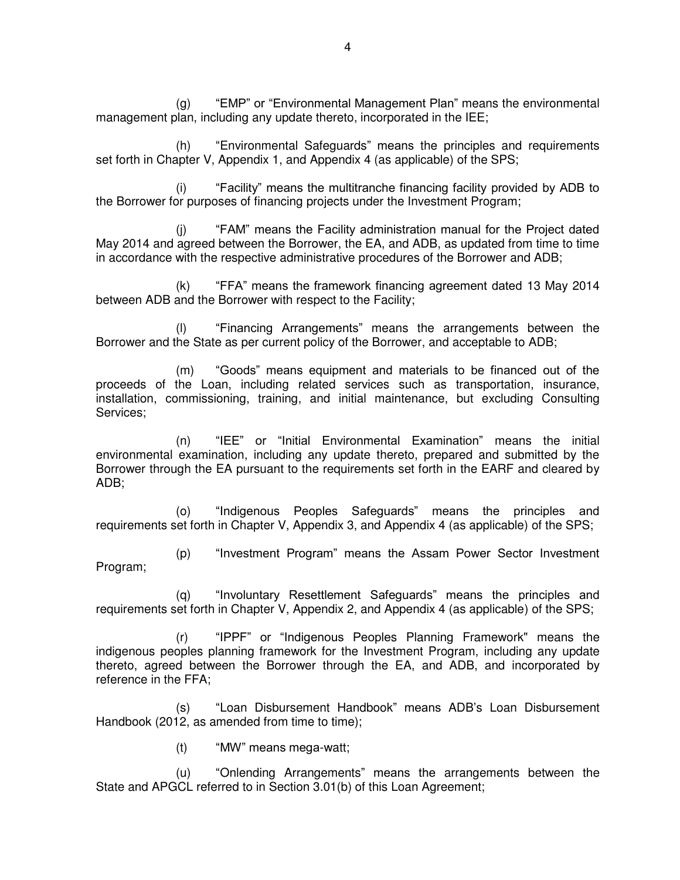(g) "EMP" or "Environmental Management Plan" means the environmental management plan, including any update thereto, incorporated in the IEE;

(h) "Environmental Safeguards" means the principles and requirements set forth in Chapter V, Appendix 1, and Appendix 4 (as applicable) of the SPS;

(i) "Facility" means the multitranche financing facility provided by ADB to the Borrower for purposes of financing projects under the Investment Program;

(j) "FAM" means the Facility administration manual for the Project dated May 2014 and agreed between the Borrower, the EA, and ADB, as updated from time to time in accordance with the respective administrative procedures of the Borrower and ADB;

(k) "FFA" means the framework financing agreement dated 13 May 2014 between ADB and the Borrower with respect to the Facility;

(l) "Financing Arrangements" means the arrangements between the Borrower and the State as per current policy of the Borrower, and acceptable to ADB;

(m) "Goods" means equipment and materials to be financed out of the proceeds of the Loan, including related services such as transportation, insurance, installation, commissioning, training, and initial maintenance, but excluding Consulting Services;

(n) "IEE" or "Initial Environmental Examination" means the initial environmental examination, including any update thereto, prepared and submitted by the Borrower through the EA pursuant to the requirements set forth in the EARF and cleared by ADB;

(o) "Indigenous Peoples Safeguards" means the principles and requirements set forth in Chapter V, Appendix 3, and Appendix 4 (as applicable) of the SPS;

(p) "Investment Program" means the Assam Power Sector Investment Program;

(q) "Involuntary Resettlement Safeguards" means the principles and requirements set forth in Chapter V, Appendix 2, and Appendix 4 (as applicable) of the SPS;

(r) "IPPF" or "Indigenous Peoples Planning Framework" means the indigenous peoples planning framework for the Investment Program, including any update thereto, agreed between the Borrower through the EA, and ADB, and incorporated by reference in the FFA;

(s) "Loan Disbursement Handbook" means ADB's Loan Disbursement Handbook (2012, as amended from time to time);

(t) "MW" means mega-watt;

(u) "Onlending Arrangements" means the arrangements between the State and APGCL referred to in Section 3.01(b) of this Loan Agreement;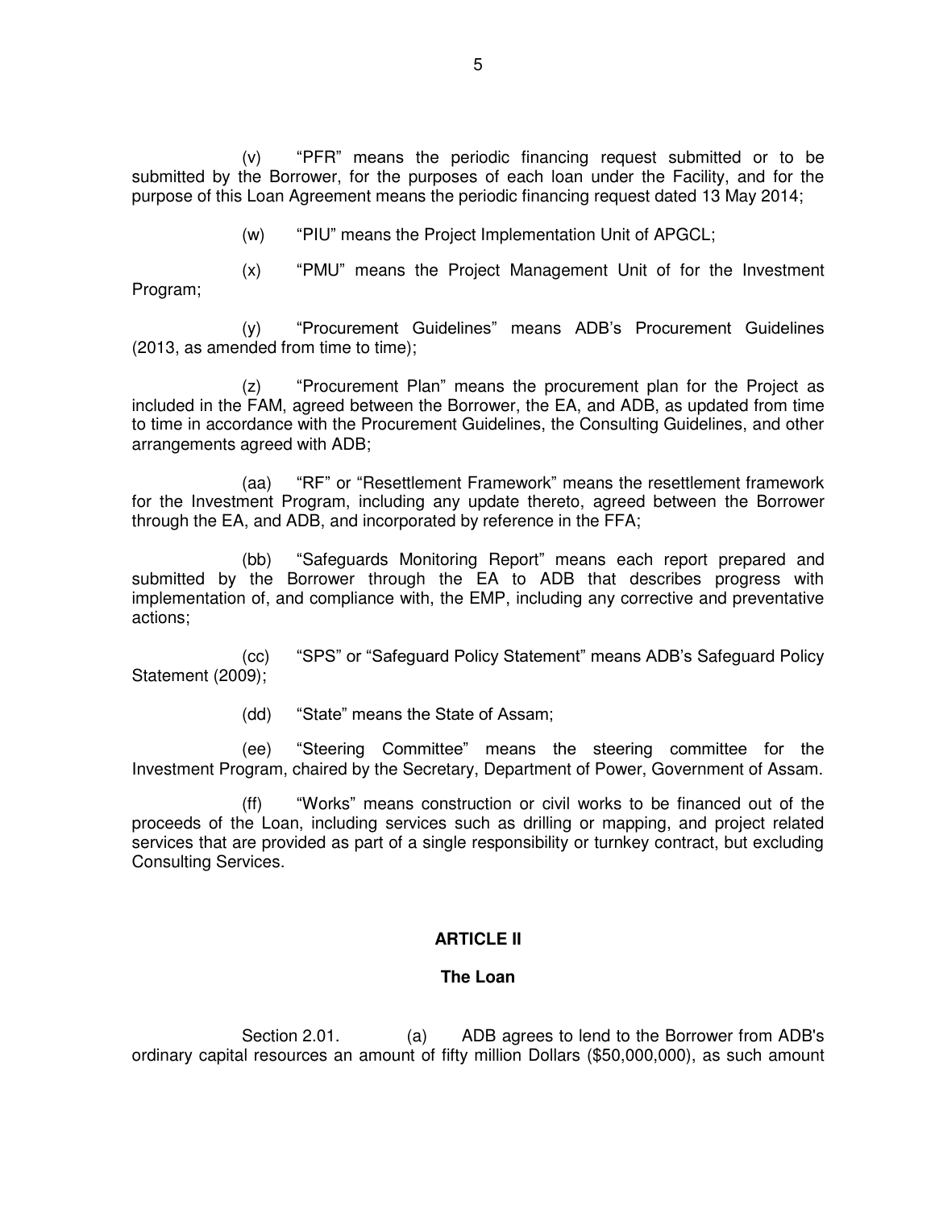(v) "PFR" means the periodic financing request submitted or to be submitted by the Borrower, for the purposes of each loan under the Facility, and for the purpose of this Loan Agreement means the periodic financing request dated 13 May 2014;

(w) "PIU" means the Project Implementation Unit of APGCL;

(x) "PMU" means the Project Management Unit of for the Investment Program;

(y) "Procurement Guidelines" means ADB's Procurement Guidelines (2013, as amended from time to time);

(z) "Procurement Plan" means the procurement plan for the Project as included in the FAM, agreed between the Borrower, the EA, and ADB, as updated from time to time in accordance with the Procurement Guidelines, the Consulting Guidelines, and other arrangements agreed with ADB;

(aa) "RF" or "Resettlement Framework" means the resettlement framework for the Investment Program, including any update thereto, agreed between the Borrower through the EA, and ADB, and incorporated by reference in the FFA;

(bb) "Safeguards Monitoring Report" means each report prepared and submitted by the Borrower through the EA to ADB that describes progress with implementation of, and compliance with, the EMP, including any corrective and preventative actions;

(cc) "SPS" or "Safeguard Policy Statement" means ADB's Safeguard Policy Statement (2009);

(dd) "State" means the State of Assam;

(ee) "Steering Committee" means the steering committee for the Investment Program, chaired by the Secretary, Department of Power, Government of Assam.

(ff) "Works" means construction or civil works to be financed out of the proceeds of the Loan, including services such as drilling or mapping, and project related services that are provided as part of a single responsibility or turnkey contract, but excluding Consulting Services.

## ARTICLE II

### The Loan

Section 2.01. (a) ADB agrees to lend to the Borrower from ADB's ordinary capital resources an amount of fifty million Dollars ($50,000,000), as such amount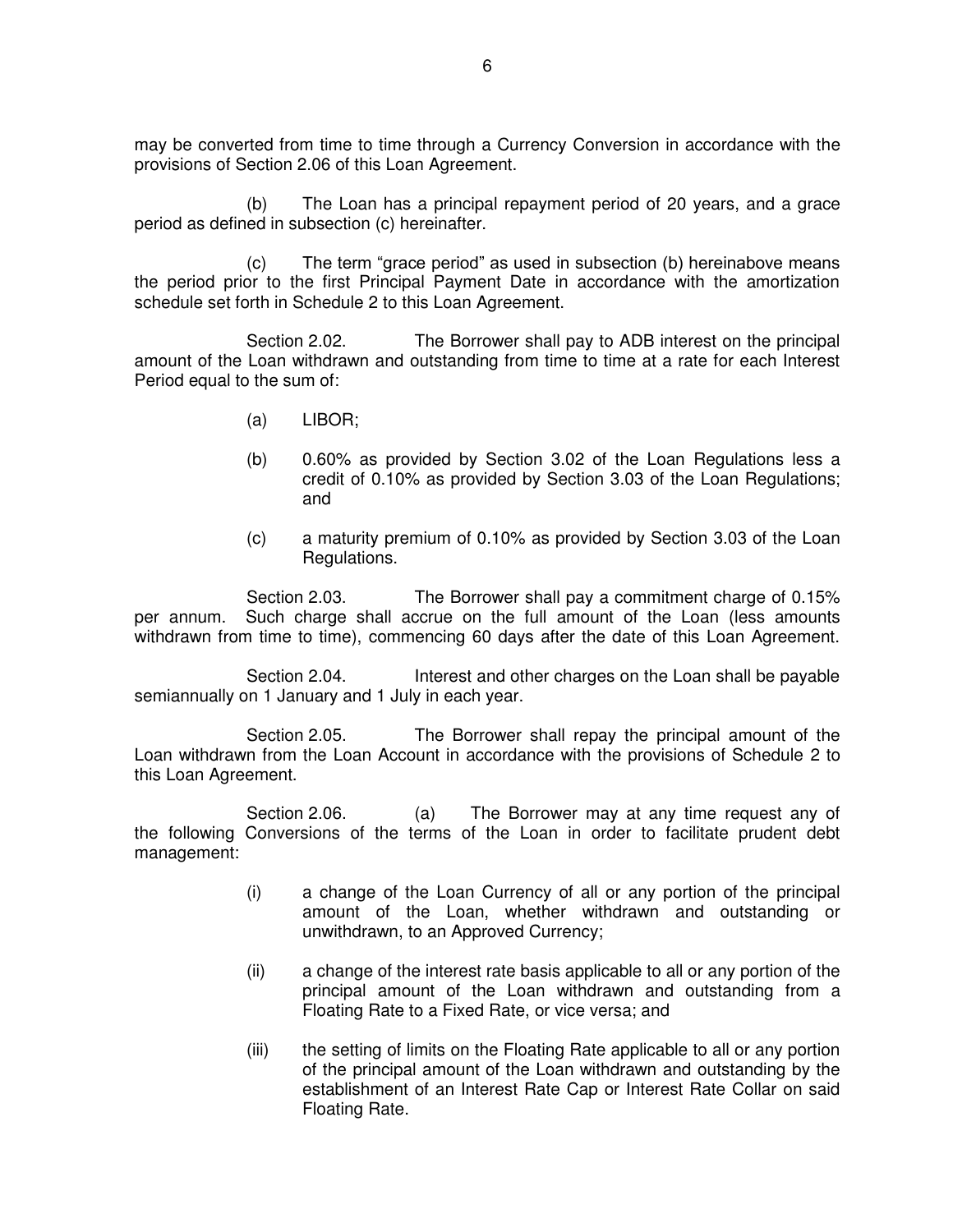may be converted from time to time through a Currency Conversion in accordance with the provisions of Section 2.06 of this Loan Agreement.

(b) The Loan has a principal repayment period of 20 years, and a grace period as defined in subsection (c) hereinafter.

(c) The term "grace period" as used in subsection (b) hereinabove means the period prior to the first Principal Payment Date in accordance with the amortization schedule set forth in Schedule 2 to this Loan Agreement.

Section 2.02. The Borrower shall pay to ADB interest on the principal amount of the Loan withdrawn and outstanding from time to time at a rate for each Interest Period equal to the sum of:

(a) LIBOR;

(b) 0.60% as provided by Section 3.02 of the Loan Regulations less a credit of 0.10% as provided by Section 3.03 of the Loan Regulations; and

(c) a maturity premium of 0.10% as provided by Section 3.03 of the Loan Regulations.

Section 2.03. The Borrower shall pay a commitment charge of 0.15% per annum. Such charge shall accrue on the full amount of the Loan (less amounts withdrawn from time to time), commencing 60 days after the date of this Loan Agreement.

Section 2.04. Interest and other charges on the Loan shall be payable semiannually on 1 January and 1 July in each year.

Section 2.05. The Borrower shall repay the principal amount of the Loan withdrawn from the Loan Account in accordance with the provisions of Schedule 2 to this Loan Agreement.

Section 2.06. (a) The Borrower may at any time request any of the following Conversions of the terms of the Loan in order to facilitate prudent debt management:

(i) a change of the Loan Currency of all or any portion of the principal amount of the Loan, whether withdrawn and outstanding or unwithdrawn, to an Approved Currency;

(ii) a change of the interest rate basis applicable to all or any portion of the principal amount of the Loan withdrawn and outstanding from a Floating Rate to a Fixed Rate, or vice versa; and

(iii) the setting of limits on the Floating Rate applicable to all or any portion of the principal amount of the Loan withdrawn and outstanding by the establishment of an Interest Rate Cap or Interest Rate Collar on said Floating Rate.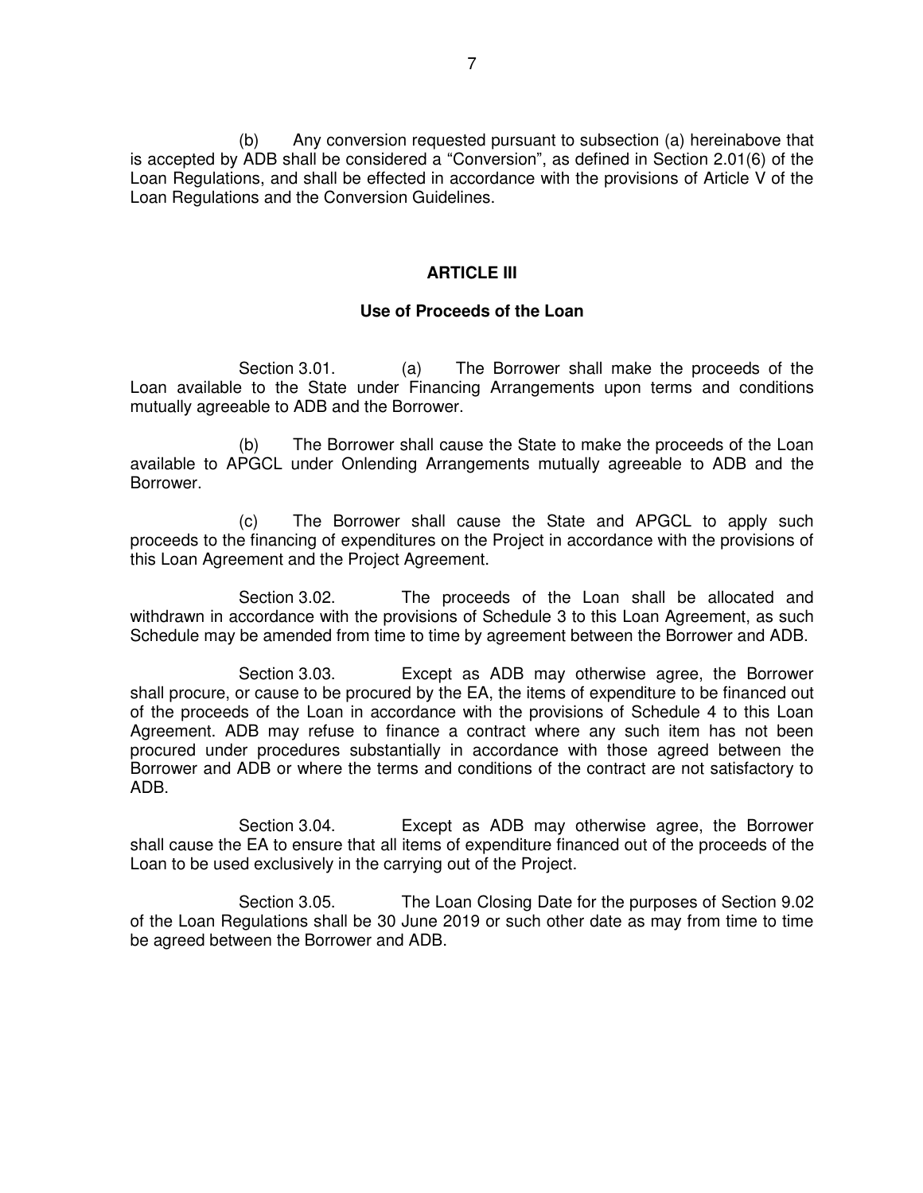(b) Any conversion requested pursuant to subsection (a) hereinabove that is accepted by ADB shall be considered a "Conversion", as defined in Section 2.01(6) of the Loan Regulations, and shall be effected in accordance with the provisions of Article V of the Loan Regulations and the Conversion Guidelines.

## ARTICLE III

### Use of Proceeds of the Loan

Section 3.01. (a) The Borrower shall make the proceeds of the Loan available to the State under Financing Arrangements upon terms and conditions mutually agreeable to ADB and the Borrower.

(b) The Borrower shall cause the State to make the proceeds of the Loan available to APGCL under Onlending Arrangements mutually agreeable to ADB and the Borrower.

(c) The Borrower shall cause the State and APGCL to apply such proceeds to the financing of expenditures on the Project in accordance with the provisions of this Loan Agreement and the Project Agreement.

Section 3.02. The proceeds of the Loan shall be allocated and withdrawn in accordance with the provisions of Schedule 3 to this Loan Agreement, as such Schedule may be amended from time to time by agreement between the Borrower and ADB.

Section 3.03. Except as ADB may otherwise agree, the Borrower shall procure, or cause to be procured by the EA, the items of expenditure to be financed out of the proceeds of the Loan in accordance with the provisions of Schedule 4 to this Loan Agreement. ADB may refuse to finance a contract where any such item has not been procured under procedures substantially in accordance with those agreed between the Borrower and ADB or where the terms and conditions of the contract are not satisfactory to ADB.

Section 3.04. Except as ADB may otherwise agree, the Borrower shall cause the EA to ensure that all items of expenditure financed out of the proceeds of the Loan to be used exclusively in the carrying out of the Project.

Section 3.05. The Loan Closing Date for the purposes of Section 9.02 of the Loan Regulations shall be 30 June 2019 or such other date as may from time to time be agreed between the Borrower and ADB.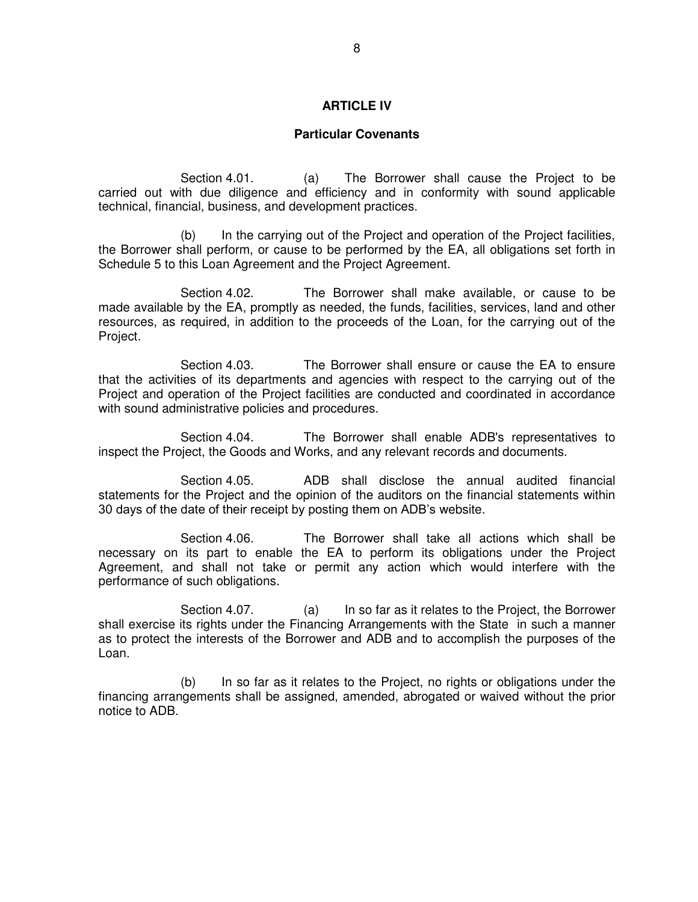## ARTICLE IV

### Particular Covenants

Section 4.01. (a) The Borrower shall cause the Project to be carried out with due diligence and efficiency and in conformity with sound applicable technical, financial, business, and development practices.

(b) In the carrying out of the Project and operation of the Project facilities, the Borrower shall perform, or cause to be performed by the EA, all obligations set forth in Schedule 5 to this Loan Agreement and the Project Agreement.

Section 4.02. The Borrower shall make available, or cause to be made available by the EA, promptly as needed, the funds, facilities, services, land and other resources, as required, in addition to the proceeds of the Loan, for the carrying out of the Project.

Section 4.03. The Borrower shall ensure or cause the EA to ensure that the activities of its departments and agencies with respect to the carrying out of the Project and operation of the Project facilities are conducted and coordinated in accordance with sound administrative policies and procedures.

Section 4.04. The Borrower shall enable ADB's representatives to inspect the Project, the Goods and Works, and any relevant records and documents.

Section 4.05. ADB shall disclose the annual audited financial statements for the Project and the opinion of the auditors on the financial statements within 30 days of the date of their receipt by posting them on ADB's website.

Section 4.06. The Borrower shall take all actions which shall be necessary on its part to enable the EA to perform its obligations under the Project Agreement, and shall not take or permit any action which would interfere with the performance of such obligations.

Section 4.07. (a) In so far as it relates to the Project, the Borrower shall exercise its rights under the Financing Arrangements with the State in such a manner as to protect the interests of the Borrower and ADB and to accomplish the purposes of the Loan.

(b) In so far as it relates to the Project, no rights or obligations under the financing arrangements shall be assigned, amended, abrogated or waived without the prior notice to ADB.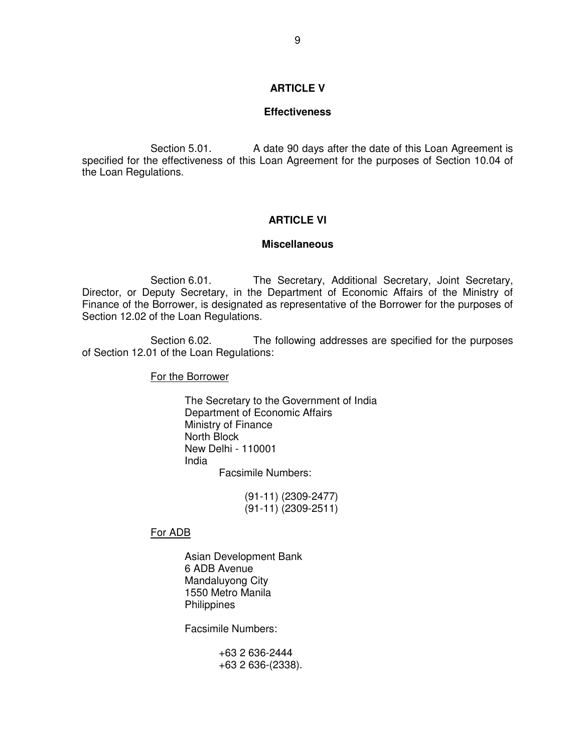## ARTICLE V

### Effectiveness

Section 5.01. A date 90 days after the date of this Loan Agreement is specified for the effectiveness of this Loan Agreement for the purposes of Section 10.04 of the Loan Regulations.

## ARTICLE VI

### Miscellaneous

Section 6.01. The Secretary, Additional Secretary, Joint Secretary, Director, or Deputy Secretary, in the Department of Economic Affairs of the Ministry of Finance of the Borrower, is designated as representative of the Borrower for the purposes of Section 12.02 of the Loan Regulations.

Section 6.02. The following addresses are specified for the purposes of Section 12.01 of the Loan Regulations:

For the Borrower

The Secretary to the Government of India
Department of Economic Affairs
Ministry of Finance
North Block
New Delhi - 110001
India

Facsimile Numbers:

(91-11) (2309-2477)
(91-11) (2309-2511)

For ADB

Asian Development Bank
6 ADB Avenue
Mandaluyong City
1550 Metro Manila
Philippines

Facsimile Numbers:

+63 2 636-2444
+63 2 636-(2338).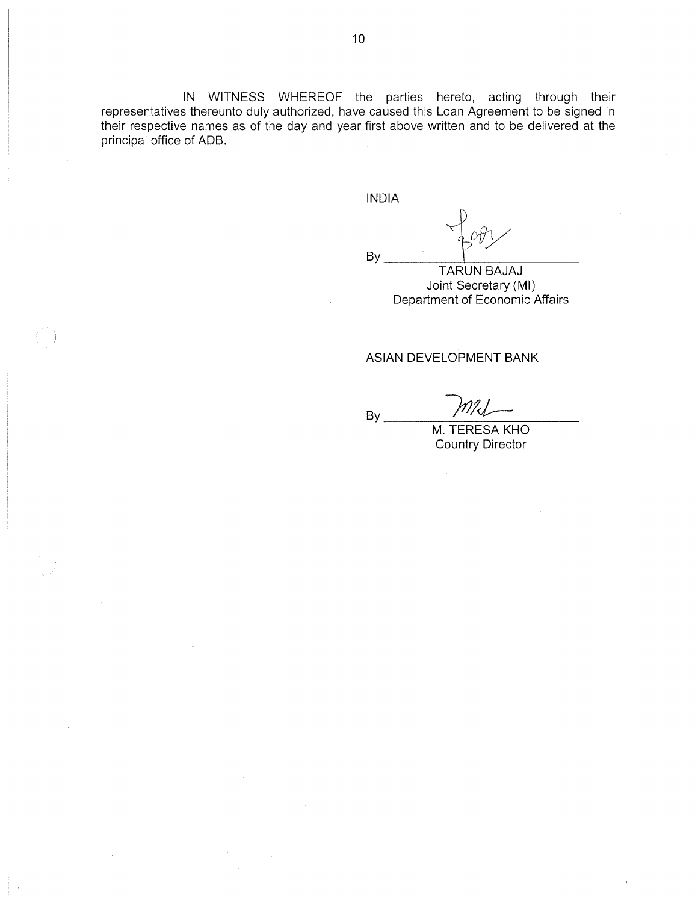IN WITNESS WHEREOF the parties hereto, acting through their representatives thereunto duly authorized, have caused this Loan Agreement to be signed in their respective names as of the day and year first above written and to be delivered at the principal office of ADB.

INDIA

By ______________________

TARUN BAJAJ
Joint Secretary (MI)
Department of Economic Affairs

ASIAN DEVELOPMENT BANK

By ______________________

M. TERESA KHO
Country Director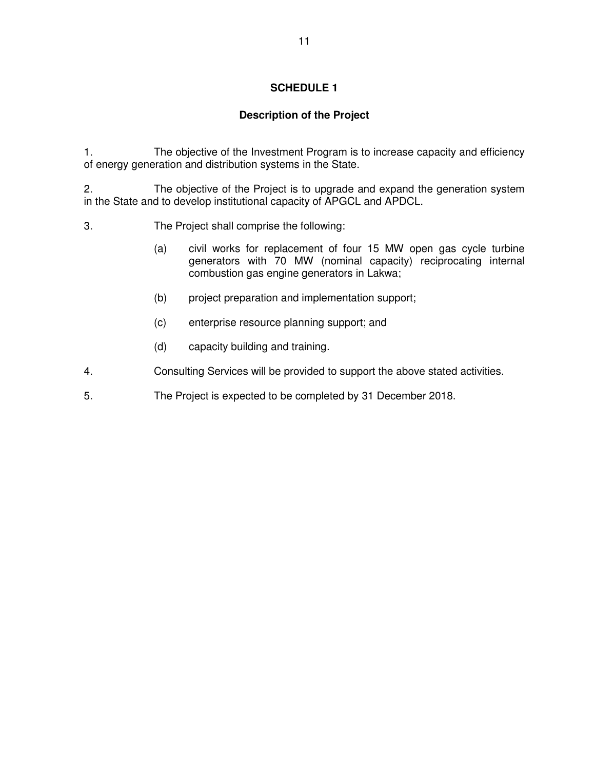# SCHEDULE 1

## Description of the Project

1. The objective of the Investment Program is to increase capacity and efficiency of energy generation and distribution systems in the State.

2. The objective of the Project is to upgrade and expand the generation system in the State and to develop institutional capacity of APGCL and APDCL.

3. The Project shall comprise the following:

   (a) civil works for replacement of four 15 MW open gas cycle turbine generators with 70 MW (nominal capacity) reciprocating internal combustion gas engine generators in Lakwa;

   (b) project preparation and implementation support;

   (c) enterprise resource planning support; and

   (d) capacity building and training.

4. Consulting Services will be provided to support the above stated activities.

5. The Project is expected to be completed by 31 December 2018.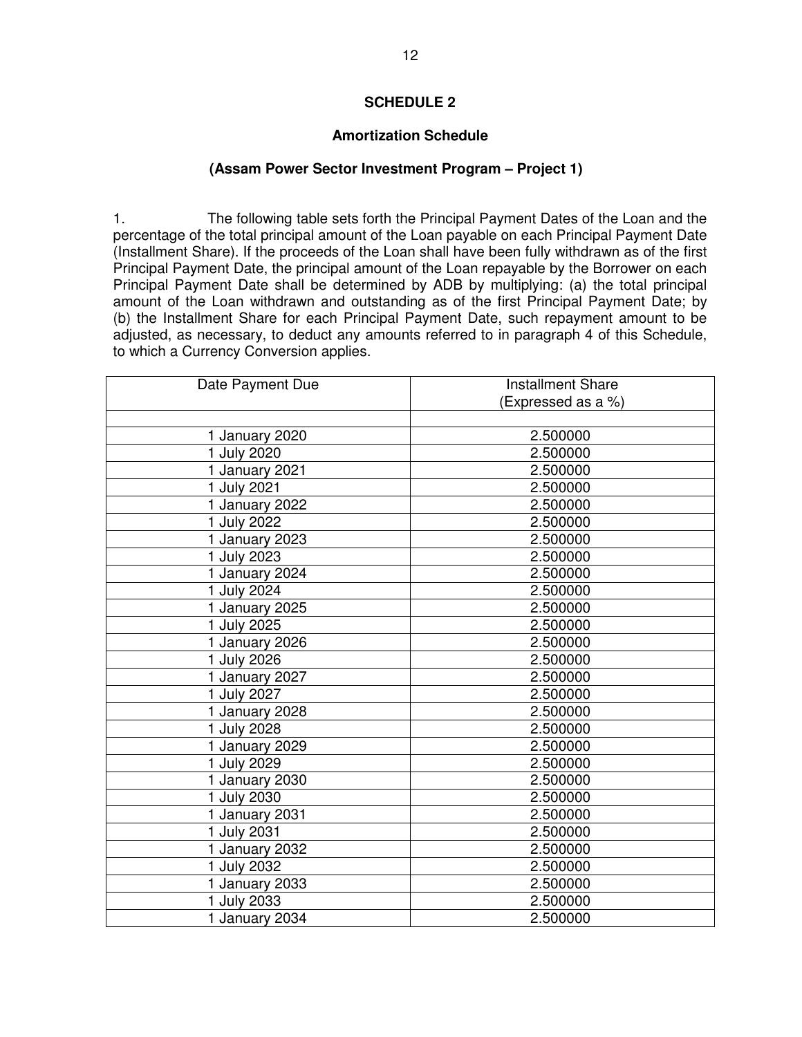## SCHEDULE 2

### Amortization Schedule

### (Assam Power Sector Investment Program – Project 1)

1. The following table sets forth the Principal Payment Dates of the Loan and the percentage of the total principal amount of the Loan payable on each Principal Payment Date (Installment Share). If the proceeds of the Loan shall have been fully withdrawn as of the first Principal Payment Date, the principal amount of the Loan repayable by the Borrower on each Principal Payment Date shall be determined by ADB by multiplying: (a) the total principal amount of the Loan withdrawn and outstanding as of the first Principal Payment Date; by (b) the Installment Share for each Principal Payment Date, such repayment amount to be adjusted, as necessary, to deduct any amounts referred to in paragraph 4 of this Schedule, to which a Currency Conversion applies.

| Date Payment Due | Installment Share (Expressed as a %) |
|---|---|
| | |
| 1 January 2020 | 2.500000 |
| 1 July 2020 | 2.500000 |
| 1 January 2021 | 2.500000 |
| 1 July 2021 | 2.500000 |
| 1 January 2022 | 2.500000 |
| 1 July 2022 | 2.500000 |
| 1 January 2023 | 2.500000 |
| 1 July 2023 | 2.500000 |
| 1 January 2024 | 2.500000 |
| 1 July 2024 | 2.500000 |
| 1 January 2025 | 2.500000 |
| 1 July 2025 | 2.500000 |
| 1 January 2026 | 2.500000 |
| 1 July 2026 | 2.500000 |
| 1 January 2027 | 2.500000 |
| 1 July 2027 | 2.500000 |
| 1 January 2028 | 2.500000 |
| 1 July 2028 | 2.500000 |
| 1 January 2029 | 2.500000 |
| 1 July 2029 | 2.500000 |
| 1 January 2030 | 2.500000 |
| 1 July 2030 | 2.500000 |
| 1 January 2031 | 2.500000 |
| 1 July 2031 | 2.500000 |
| 1 January 2032 | 2.500000 |
| 1 July 2032 | 2.500000 |
| 1 January 2033 | 2.500000 |
| 1 July 2033 | 2.500000 |
| 1 January 2034 | 2.500000 |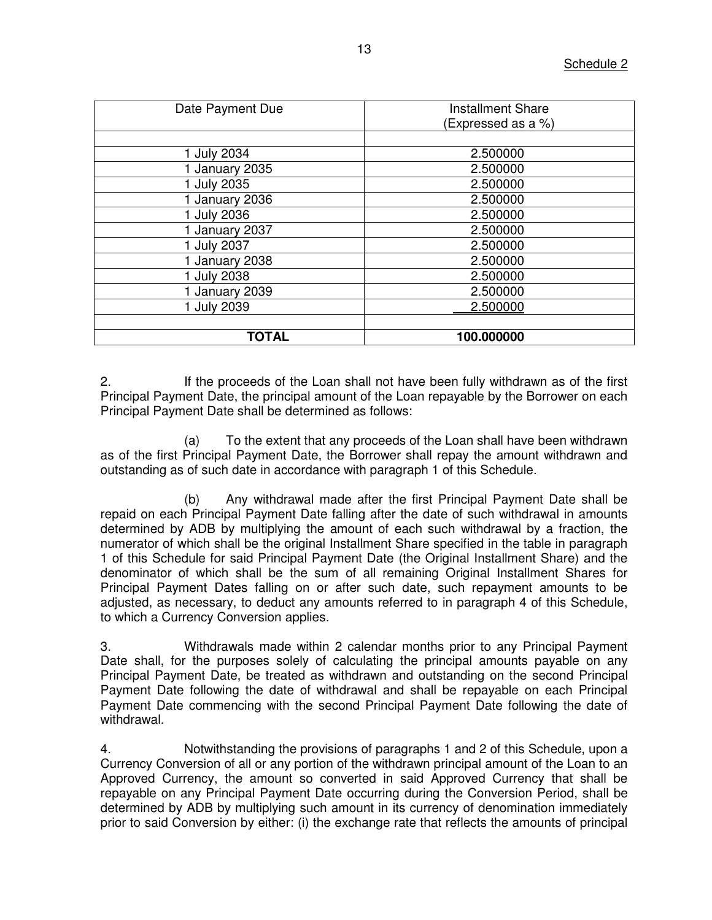Schedule 2

| Date Payment Due | Installment Share (Expressed as a %) |
| --- | --- |
| | |
| 1 July 2034 | 2.500000 |
| 1 January 2035 | 2.500000 |
| 1 July 2035 | 2.500000 |
| 1 January 2036 | 2.500000 |
| 1 July 2036 | 2.500000 |
| 1 January 2037 | 2.500000 |
| 1 July 2037 | 2.500000 |
| 1 January 2038 | 2.500000 |
| 1 July 2038 | 2.500000 |
| 1 January 2039 | 2.500000 |
| 1 July 2039 | 2.500000 |
| | |
| **TOTAL** | **100.000000** |

2. If the proceeds of the Loan shall not have been fully withdrawn as of the first Principal Payment Date, the principal amount of the Loan repayable by the Borrower on each Principal Payment Date shall be determined as follows:

(a) To the extent that any proceeds of the Loan shall have been withdrawn as of the first Principal Payment Date, the Borrower shall repay the amount withdrawn and outstanding as of such date in accordance with paragraph 1 of this Schedule.

(b) Any withdrawal made after the first Principal Payment Date shall be repaid on each Principal Payment Date falling after the date of such withdrawal in amounts determined by ADB by multiplying the amount of each such withdrawal by a fraction, the numerator of which shall be the original Installment Share specified in the table in paragraph 1 of this Schedule for said Principal Payment Date (the Original Installment Share) and the denominator of which shall be the sum of all remaining Original Installment Shares for Principal Payment Dates falling on or after such date, such repayment amounts to be adjusted, as necessary, to deduct any amounts referred to in paragraph 4 of this Schedule, to which a Currency Conversion applies.

3. Withdrawals made within 2 calendar months prior to any Principal Payment Date shall, for the purposes solely of calculating the principal amounts payable on any Principal Payment Date, be treated as withdrawn and outstanding on the second Principal Payment Date following the date of withdrawal and shall be repayable on each Principal Payment Date commencing with the second Principal Payment Date following the date of withdrawal.

4. Notwithstanding the provisions of paragraphs 1 and 2 of this Schedule, upon a Currency Conversion of all or any portion of the withdrawn principal amount of the Loan to an Approved Currency, the amount so converted in said Approved Currency that shall be repayable on any Principal Payment Date occurring during the Conversion Period, shall be determined by ADB by multiplying such amount in its currency of denomination immediately prior to said Conversion by either: (i) the exchange rate that reflects the amounts of principal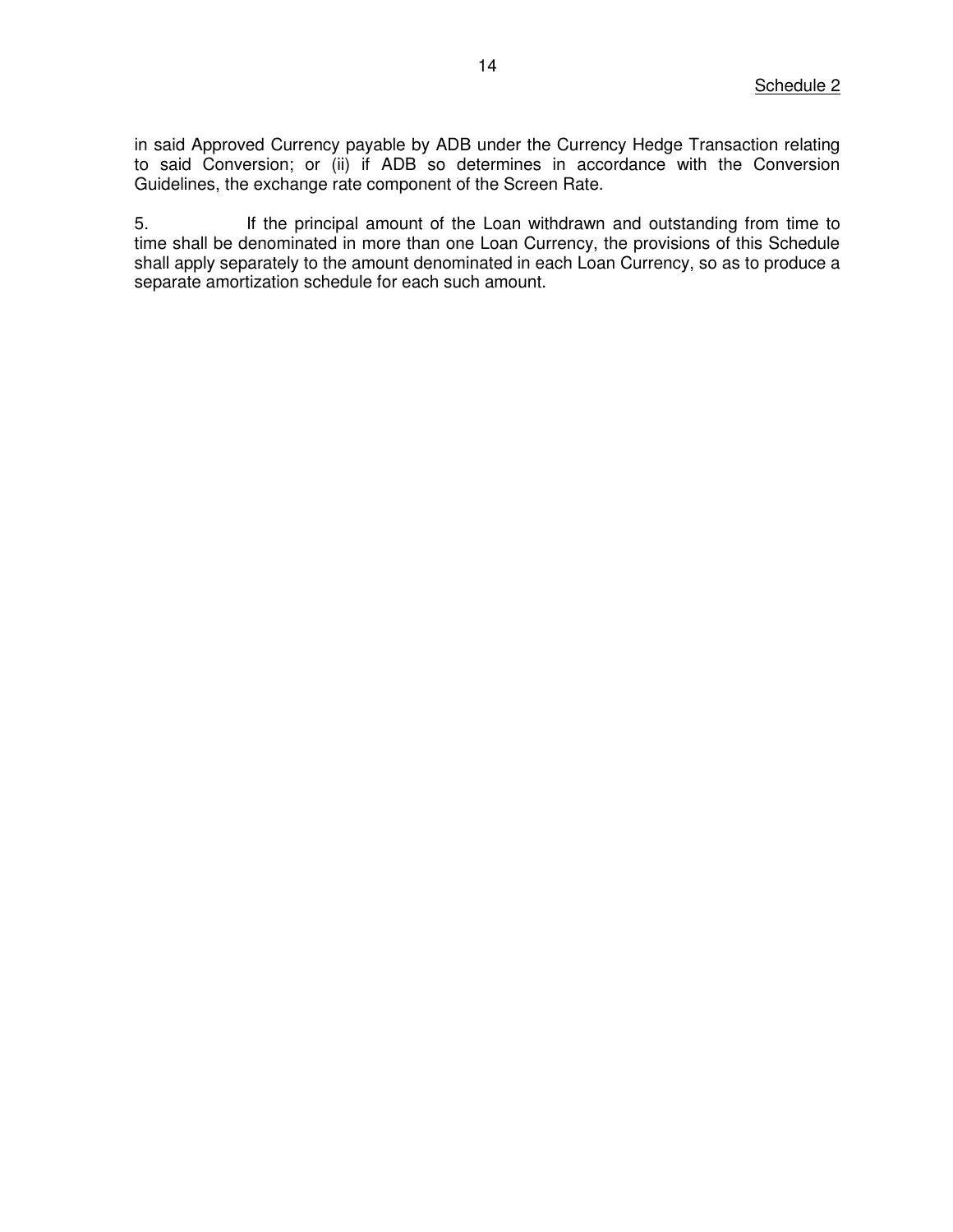in said Approved Currency payable by ADB under the Currency Hedge Transaction relating to said Conversion; or (ii) if ADB so determines in accordance with the Conversion Guidelines, the exchange rate component of the Screen Rate.

5. If the principal amount of the Loan withdrawn and outstanding from time to time shall be denominated in more than one Loan Currency, the provisions of this Schedule shall apply separately to the amount denominated in each Loan Currency, so as to produce a separate amortization schedule for each such amount.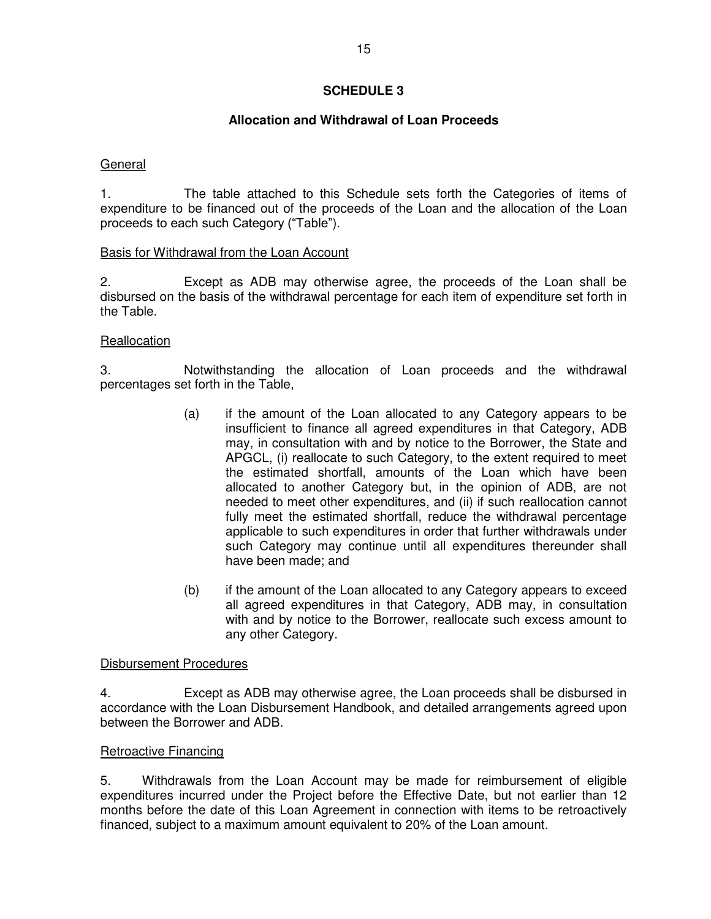# SCHEDULE 3

## Allocation and Withdrawal of Loan Proceeds

General

1. The table attached to this Schedule sets forth the Categories of items of expenditure to be financed out of the proceeds of the Loan and the allocation of the Loan proceeds to each such Category ("Table").

Basis for Withdrawal from the Loan Account

2. Except as ADB may otherwise agree, the proceeds of the Loan shall be disbursed on the basis of the withdrawal percentage for each item of expenditure set forth in the Table.

Reallocation

3. Notwithstanding the allocation of Loan proceeds and the withdrawal percentages set forth in the Table,

(a) if the amount of the Loan allocated to any Category appears to be insufficient to finance all agreed expenditures in that Category, ADB may, in consultation with and by notice to the Borrower, the State and APGCL, (i) reallocate to such Category, to the extent required to meet the estimated shortfall, amounts of the Loan which have been allocated to another Category but, in the opinion of ADB, are not needed to meet other expenditures, and (ii) if such reallocation cannot fully meet the estimated shortfall, reduce the withdrawal percentage applicable to such expenditures in order that further withdrawals under such Category may continue until all expenditures thereunder shall have been made; and

(b) if the amount of the Loan allocated to any Category appears to exceed all agreed expenditures in that Category, ADB may, in consultation with and by notice to the Borrower, reallocate such excess amount to any other Category.

Disbursement Procedures

4. Except as ADB may otherwise agree, the Loan proceeds shall be disbursed in accordance with the Loan Disbursement Handbook, and detailed arrangements agreed upon between the Borrower and ADB.

Retroactive Financing

5. Withdrawals from the Loan Account may be made for reimbursement of eligible expenditures incurred under the Project before the Effective Date, but not earlier than 12 months before the date of this Loan Agreement in connection with items to be retroactively financed, subject to a maximum amount equivalent to 20% of the Loan amount.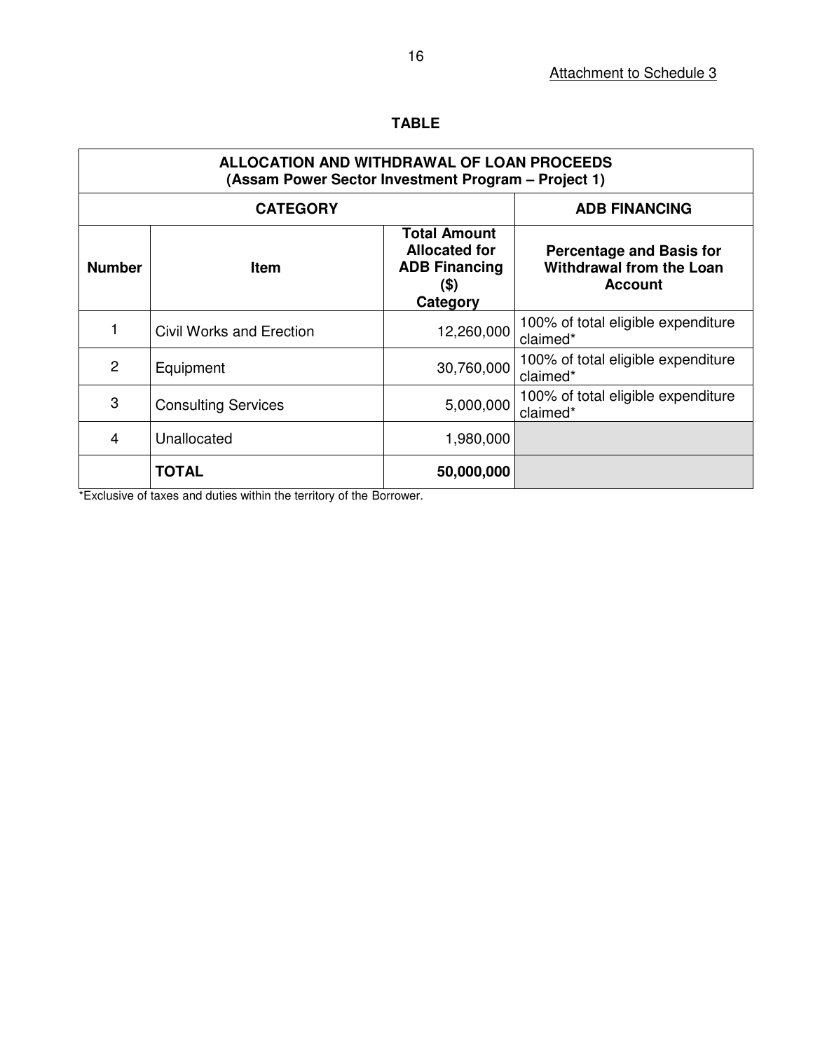Attachment to Schedule 3

## TABLE

| ALLOCATION AND WITHDRAWAL OF LOAN PROCEEDS (Assam Power Sector Investment Program – Project 1) | | | |
|---|---|---|---|
| **CATEGORY** | | | **ADB FINANCING** |
| **Number** | **Item** | **Total Amount Allocated for ADB Financing ($) Category** | **Percentage and Basis for Withdrawal from the Loan Account** |
| 1 | Civil Works and Erection | 12,260,000 | 100% of total eligible expenditure claimed* |
| 2 | Equipment | 30,760,000 | 100% of total eligible expenditure claimed* |
| 3 | Consulting Services | 5,000,000 | 100% of total eligible expenditure claimed* |
| 4 | Unallocated | 1,980,000 | |
| | **TOTAL** | **50,000,000** | |

*Exclusive of taxes and duties within the territory of the Borrower.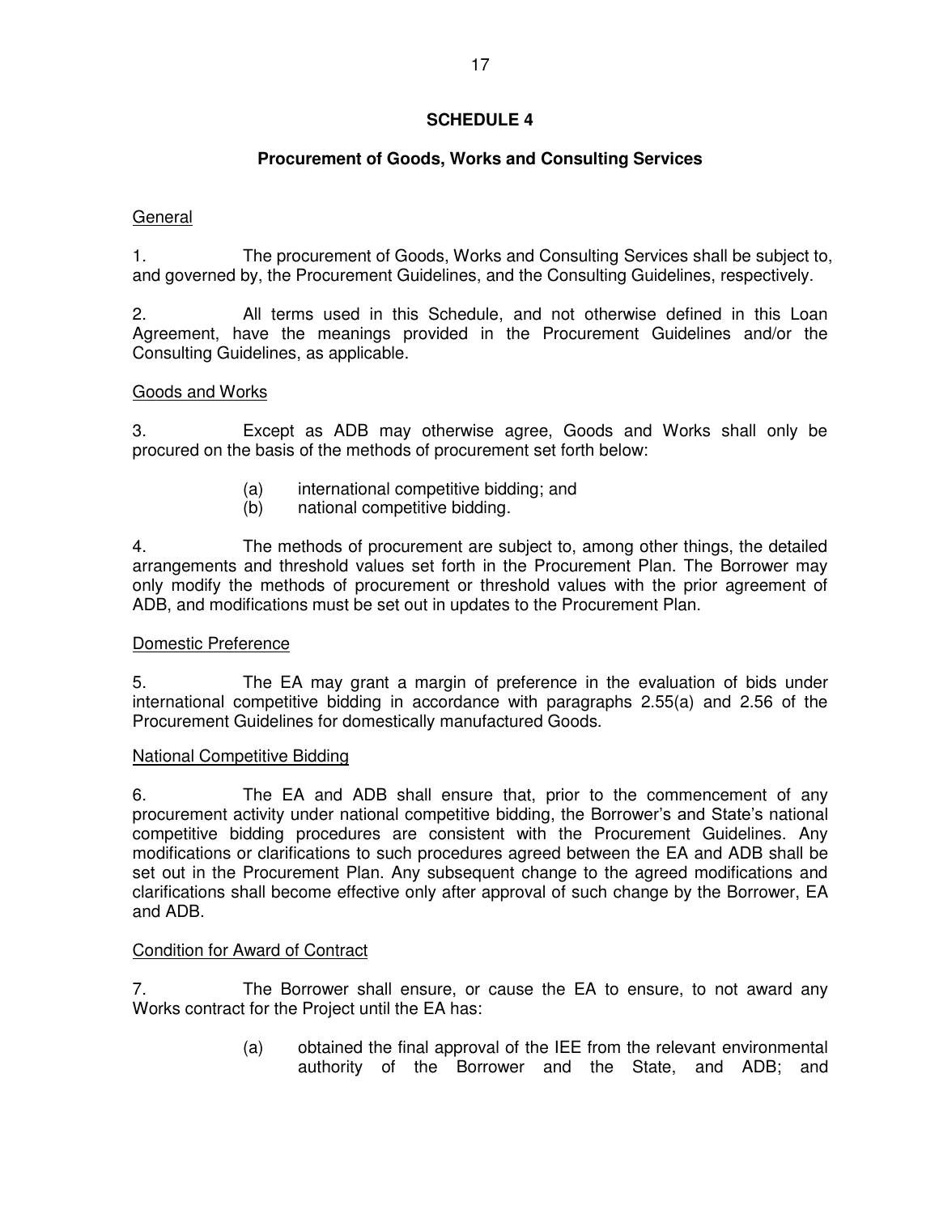## SCHEDULE 4

### Procurement of Goods, Works and Consulting Services

General

1. The procurement of Goods, Works and Consulting Services shall be subject to, and governed by, the Procurement Guidelines, and the Consulting Guidelines, respectively.

2. All terms used in this Schedule, and not otherwise defined in this Loan Agreement, have the meanings provided in the Procurement Guidelines and/or the Consulting Guidelines, as applicable.

Goods and Works

3. Except as ADB may otherwise agree, Goods and Works shall only be procured on the basis of the methods of procurement set forth below:

   (a) international competitive bidding; and
   (b) national competitive bidding.

4. The methods of procurement are subject to, among other things, the detailed arrangements and threshold values set forth in the Procurement Plan. The Borrower may only modify the methods of procurement or threshold values with the prior agreement of ADB, and modifications must be set out in updates to the Procurement Plan.

Domestic Preference

5. The EA may grant a margin of preference in the evaluation of bids under international competitive bidding in accordance with paragraphs 2.55(a) and 2.56 of the Procurement Guidelines for domestically manufactured Goods.

National Competitive Bidding

6. The EA and ADB shall ensure that, prior to the commencement of any procurement activity under national competitive bidding, the Borrower's and State's national competitive bidding procedures are consistent with the Procurement Guidelines. Any modifications or clarifications to such procedures agreed between the EA and ADB shall be set out in the Procurement Plan. Any subsequent change to the agreed modifications and clarifications shall become effective only after approval of such change by the Borrower, EA and ADB.

Condition for Award of Contract

7. The Borrower shall ensure, or cause the EA to ensure, to not award any Works contract for the Project until the EA has:

   (a) obtained the final approval of the IEE from the relevant environmental authority of the Borrower and the State, and ADB; and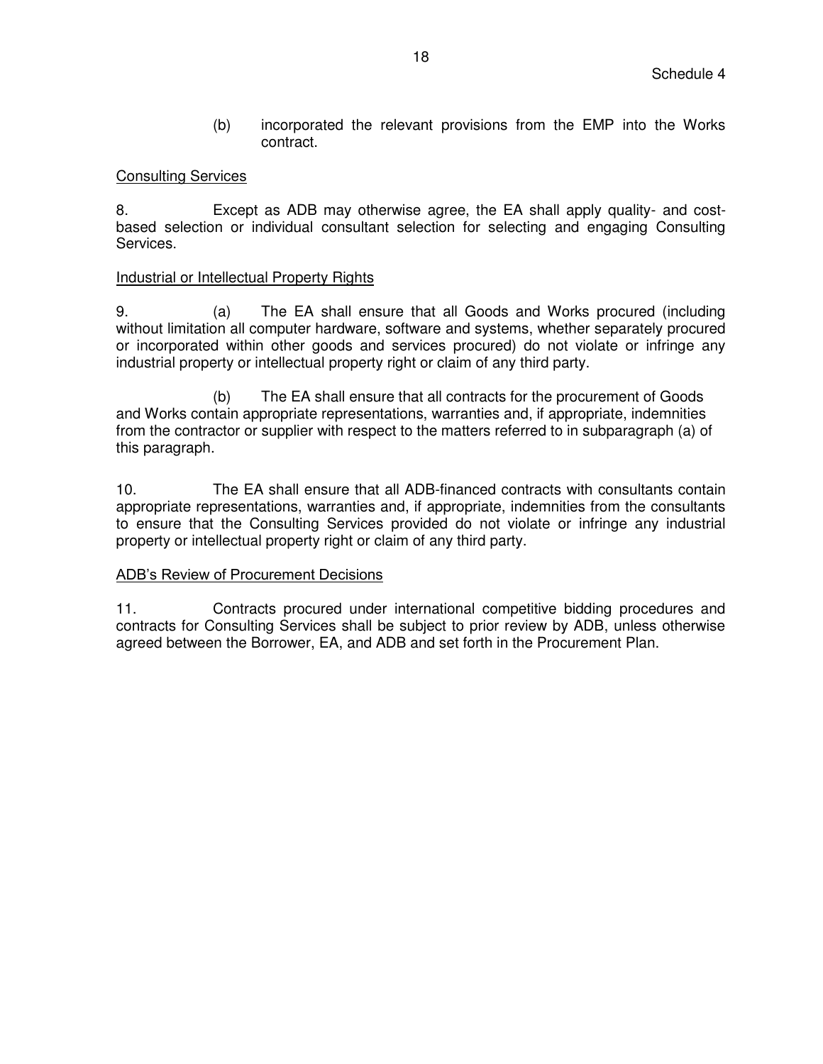(b) incorporated the relevant provisions from the EMP into the Works contract.

<u>Consulting Services</u>

8. Except as ADB may otherwise agree, the EA shall apply quality- and cost-based selection or individual consultant selection for selecting and engaging Consulting Services.

<u>Industrial or Intellectual Property Rights</u>

9. (a) The EA shall ensure that all Goods and Works procured (including without limitation all computer hardware, software and systems, whether separately procured or incorporated within other goods and services procured) do not violate or infringe any industrial property or intellectual property right or claim of any third party.

(b) The EA shall ensure that all contracts for the procurement of Goods and Works contain appropriate representations, warranties and, if appropriate, indemnities from the contractor or supplier with respect to the matters referred to in subparagraph (a) of this paragraph.

10. The EA shall ensure that all ADB-financed contracts with consultants contain appropriate representations, warranties and, if appropriate, indemnities from the consultants to ensure that the Consulting Services provided do not violate or infringe any industrial property or intellectual property right or claim of any third party.

<u>ADB's Review of Procurement Decisions</u>

11. Contracts procured under international competitive bidding procedures and contracts for Consulting Services shall be subject to prior review by ADB, unless otherwise agreed between the Borrower, EA, and ADB and set forth in the Procurement Plan.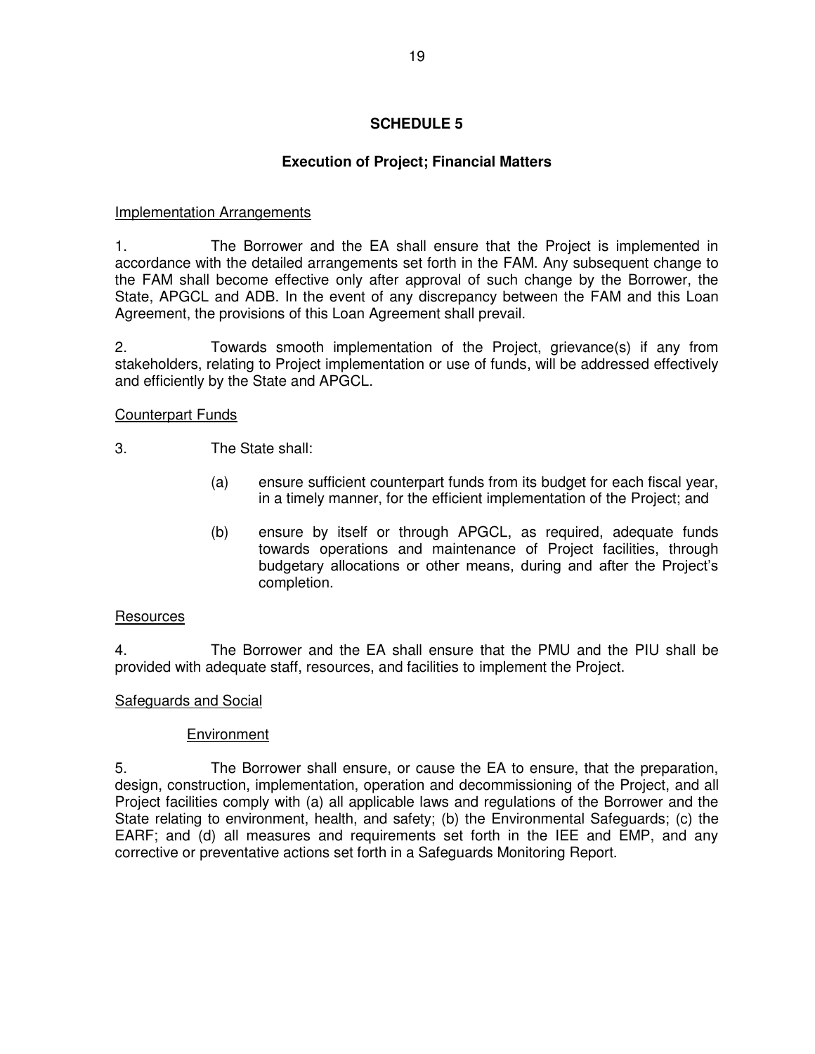## SCHEDULE 5

### Execution of Project; Financial Matters

Implementation Arrangements

1. The Borrower and the EA shall ensure that the Project is implemented in accordance with the detailed arrangements set forth in the FAM. Any subsequent change to the FAM shall become effective only after approval of such change by the Borrower, the State, APGCL and ADB. In the event of any discrepancy between the FAM and this Loan Agreement, the provisions of this Loan Agreement shall prevail.

2. Towards smooth implementation of the Project, grievance(s) if any from stakeholders, relating to Project implementation or use of funds, will be addressed effectively and efficiently by the State and APGCL.

Counterpart Funds

3. The State shall:

   (a) ensure sufficient counterpart funds from its budget for each fiscal year, in a timely manner, for the efficient implementation of the Project; and

   (b) ensure by itself or through APGCL, as required, adequate funds towards operations and maintenance of Project facilities, through budgetary allocations or other means, during and after the Project's completion.

Resources

4. The Borrower and the EA shall ensure that the PMU and the PIU shall be provided with adequate staff, resources, and facilities to implement the Project.

Safeguards and Social

Environment

5. The Borrower shall ensure, or cause the EA to ensure, that the preparation, design, construction, implementation, operation and decommissioning of the Project, and all Project facilities comply with (a) all applicable laws and regulations of the Borrower and the State relating to environment, health, and safety; (b) the Environmental Safeguards; (c) the EARF; and (d) all measures and requirements set forth in the IEE and EMP, and any corrective or preventative actions set forth in a Safeguards Monitoring Report.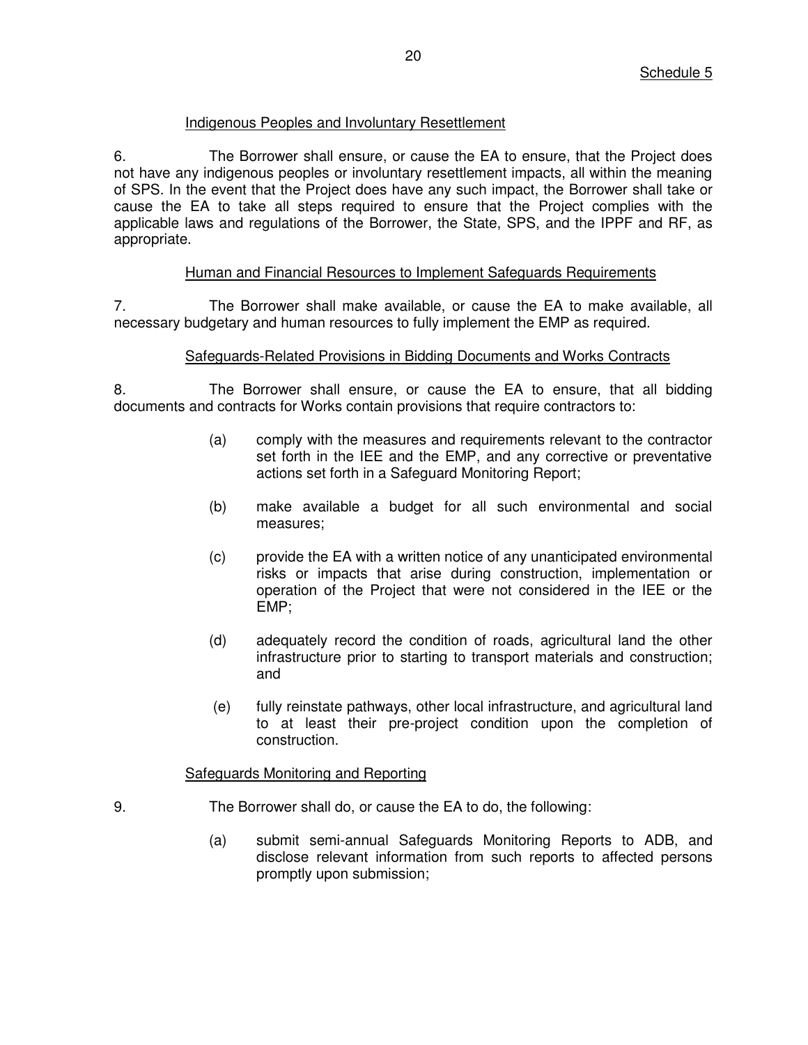Schedule 5

Indigenous Peoples and Involuntary Resettlement

6. The Borrower shall ensure, or cause the EA to ensure, that the Project does not have any indigenous peoples or involuntary resettlement impacts, all within the meaning of SPS. In the event that the Project does have any such impact, the Borrower shall take or cause the EA to take all steps required to ensure that the Project complies with the applicable laws and regulations of the Borrower, the State, SPS, and the IPPF and RF, as appropriate.

Human and Financial Resources to Implement Safeguards Requirements

7. The Borrower shall make available, or cause the EA to make available, all necessary budgetary and human resources to fully implement the EMP as required.

Safeguards-Related Provisions in Bidding Documents and Works Contracts

8. The Borrower shall ensure, or cause the EA to ensure, that all bidding documents and contracts for Works contain provisions that require contractors to:

(a) comply with the measures and requirements relevant to the contractor set forth in the IEE and the EMP, and any corrective or preventative actions set forth in a Safeguard Monitoring Report;

(b) make available a budget for all such environmental and social measures;

(c) provide the EA with a written notice of any unanticipated environmental risks or impacts that arise during construction, implementation or operation of the Project that were not considered in the IEE or the EMP;

(d) adequately record the condition of roads, agricultural land the other infrastructure prior to starting to transport materials and construction; and

(e) fully reinstate pathways, other local infrastructure, and agricultural land to at least their pre-project condition upon the completion of construction.

Safeguards Monitoring and Reporting

9. The Borrower shall do, or cause the EA to do, the following:

(a) submit semi-annual Safeguards Monitoring Reports to ADB, and disclose relevant information from such reports to affected persons promptly upon submission;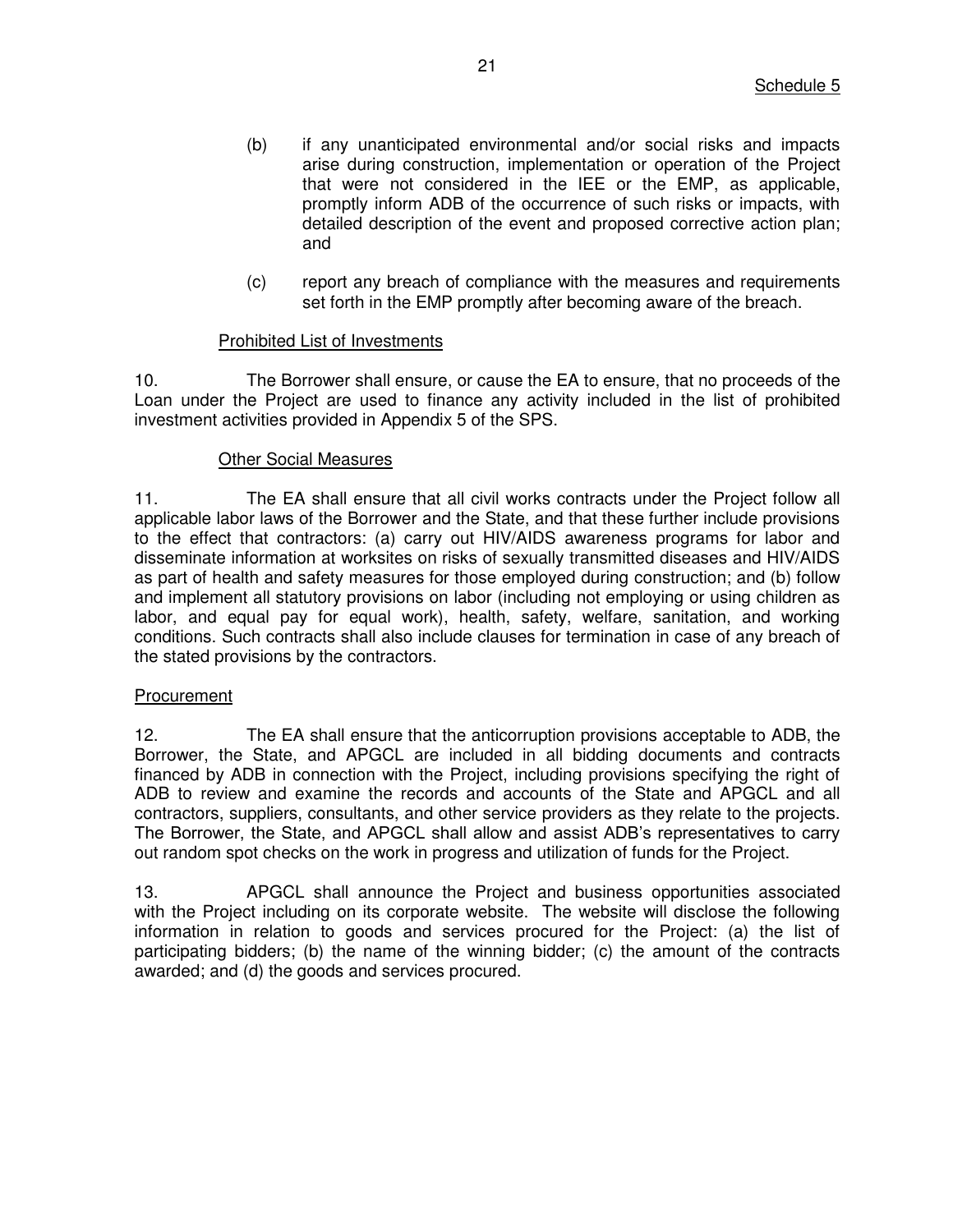(b) if any unanticipated environmental and/or social risks and impacts arise during construction, implementation or operation of the Project that were not considered in the IEE or the EMP, as applicable, promptly inform ADB of the occurrence of such risks or impacts, with detailed description of the event and proposed corrective action plan; and

(c) report any breach of compliance with the measures and requirements set forth in the EMP promptly after becoming aware of the breach.

Prohibited List of Investments

10. The Borrower shall ensure, or cause the EA to ensure, that no proceeds of the Loan under the Project are used to finance any activity included in the list of prohibited investment activities provided in Appendix 5 of the SPS.

Other Social Measures

11. The EA shall ensure that all civil works contracts under the Project follow all applicable labor laws of the Borrower and the State, and that these further include provisions to the effect that contractors: (a) carry out HIV/AIDS awareness programs for labor and disseminate information at worksites on risks of sexually transmitted diseases and HIV/AIDS as part of health and safety measures for those employed during construction; and (b) follow and implement all statutory provisions on labor (including not employing or using children as labor, and equal pay for equal work), health, safety, welfare, sanitation, and working conditions. Such contracts shall also include clauses for termination in case of any breach of the stated provisions by the contractors.

Procurement

12. The EA shall ensure that the anticorruption provisions acceptable to ADB, the Borrower, the State, and APGCL are included in all bidding documents and contracts financed by ADB in connection with the Project, including provisions specifying the right of ADB to review and examine the records and accounts of the State and APGCL and all contractors, suppliers, consultants, and other service providers as they relate to the projects. The Borrower, the State, and APGCL shall allow and assist ADB's representatives to carry out random spot checks on the work in progress and utilization of funds for the Project.

13. APGCL shall announce the Project and business opportunities associated with the Project including on its corporate website. The website will disclose the following information in relation to goods and services procured for the Project: (a) the list of participating bidders; (b) the name of the winning bidder; (c) the amount of the contracts awarded; and (d) the goods and services procured.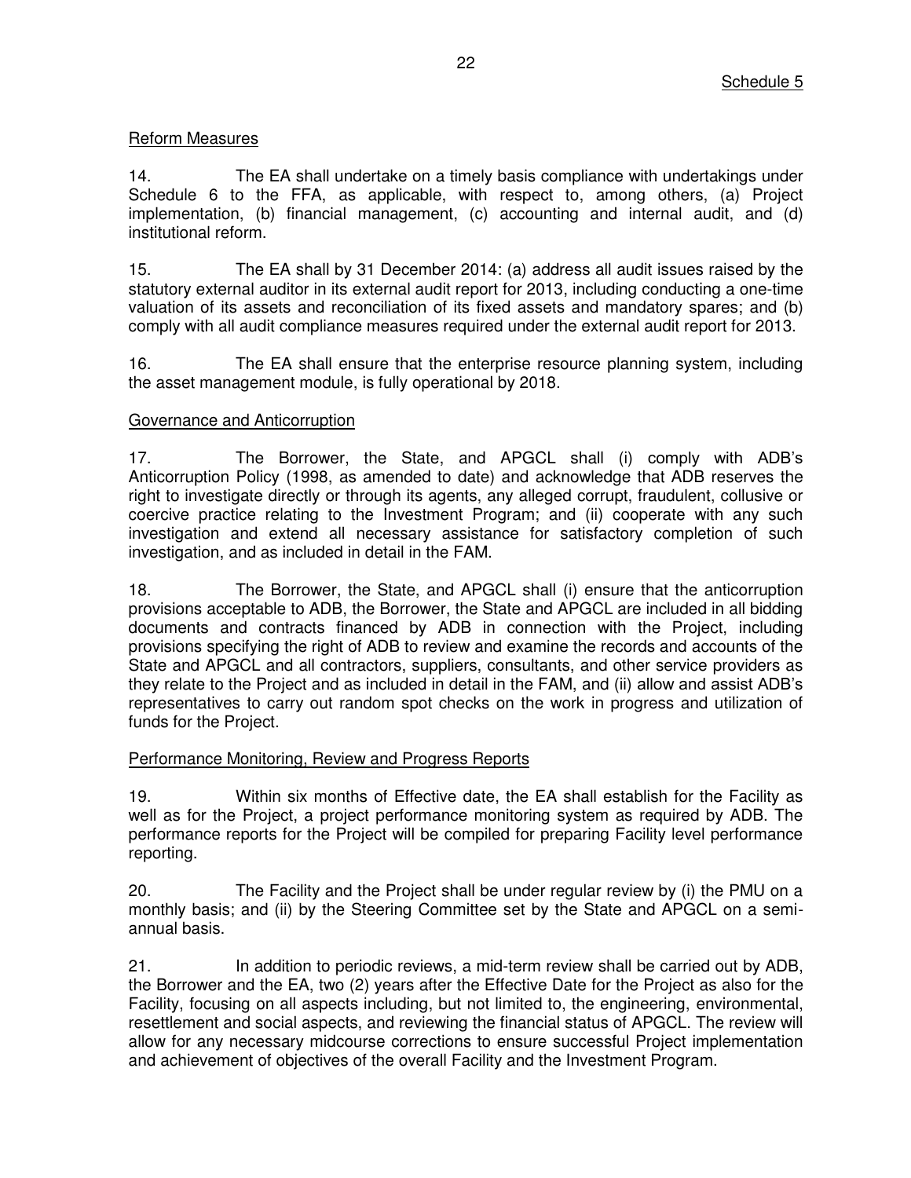Schedule 5

## Reform Measures

14. The EA shall undertake on a timely basis compliance with undertakings under Schedule 6 to the FFA, as applicable, with respect to, among others, (a) Project implementation, (b) financial management, (c) accounting and internal audit, and (d) institutional reform.

15. The EA shall by 31 December 2014: (a) address all audit issues raised by the statutory external auditor in its external audit report for 2013, including conducting a one-time valuation of its assets and reconciliation of its fixed assets and mandatory spares; and (b) comply with all audit compliance measures required under the external audit report for 2013.

16. The EA shall ensure that the enterprise resource planning system, including the asset management module, is fully operational by 2018.

## Governance and Anticorruption

17. The Borrower, the State, and APGCL shall (i) comply with ADB's Anticorruption Policy (1998, as amended to date) and acknowledge that ADB reserves the right to investigate directly or through its agents, any alleged corrupt, fraudulent, collusive or coercive practice relating to the Investment Program; and (ii) cooperate with any such investigation and extend all necessary assistance for satisfactory completion of such investigation, and as included in detail in the FAM.

18. The Borrower, the State, and APGCL shall (i) ensure that the anticorruption provisions acceptable to ADB, the Borrower, the State and APGCL are included in all bidding documents and contracts financed by ADB in connection with the Project, including provisions specifying the right of ADB to review and examine the records and accounts of the State and APGCL and all contractors, suppliers, consultants, and other service providers as they relate to the Project and as included in detail in the FAM, and (ii) allow and assist ADB's representatives to carry out random spot checks on the work in progress and utilization of funds for the Project.

## Performance Monitoring, Review and Progress Reports

19. Within six months of Effective date, the EA shall establish for the Facility as well as for the Project, a project performance monitoring system as required by ADB. The performance reports for the Project will be compiled for preparing Facility level performance reporting.

20. The Facility and the Project shall be under regular review by (i) the PMU on a monthly basis; and (ii) by the Steering Committee set by the State and APGCL on a semi-annual basis.

21. In addition to periodic reviews, a mid-term review shall be carried out by ADB, the Borrower and the EA, two (2) years after the Effective Date for the Project as also for the Facility, focusing on all aspects including, but not limited to, the engineering, environmental, resettlement and social aspects, and reviewing the financial status of APGCL. The review will allow for any necessary midcourse corrections to ensure successful Project implementation and achievement of objectives of the overall Facility and the Investment Program.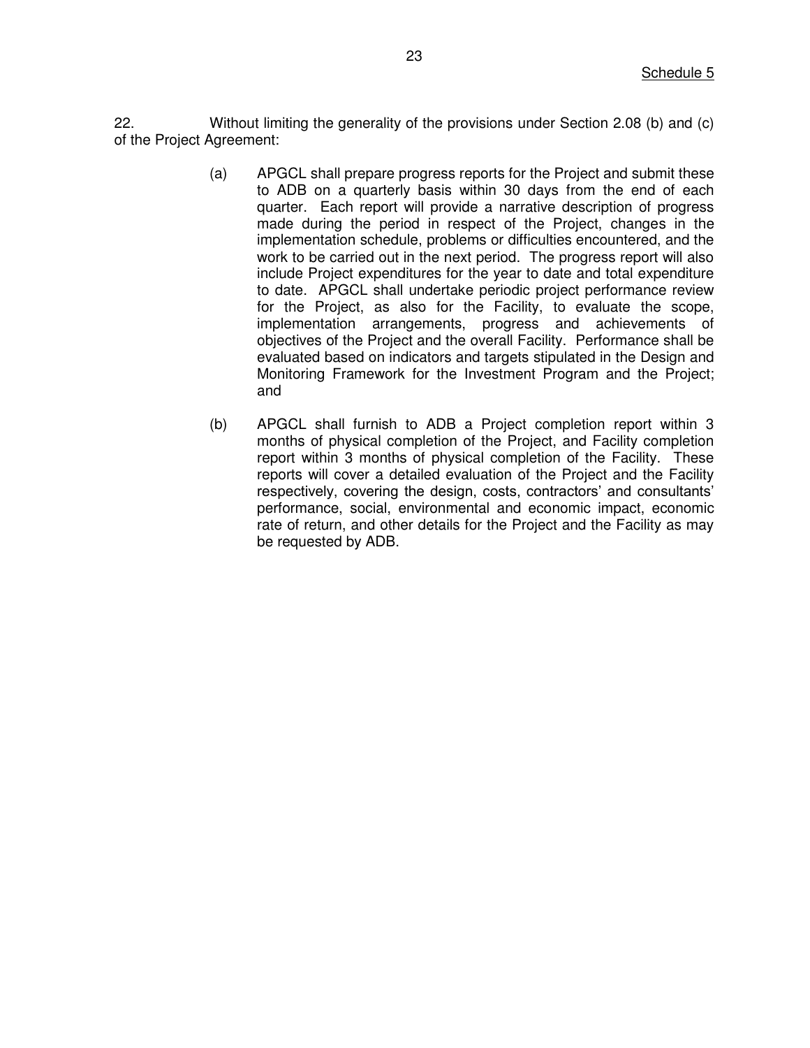Schedule 5

22. Without limiting the generality of the provisions under Section 2.08 (b) and (c) of the Project Agreement:

(a) APGCL shall prepare progress reports for the Project and submit these to ADB on a quarterly basis within 30 days from the end of each quarter. Each report will provide a narrative description of progress made during the period in respect of the Project, changes in the implementation schedule, problems or difficulties encountered, and the work to be carried out in the next period. The progress report will also include Project expenditures for the year to date and total expenditure to date. APGCL shall undertake periodic project performance review for the Project, as also for the Facility, to evaluate the scope, implementation arrangements, progress and achievements of objectives of the Project and the overall Facility. Performance shall be evaluated based on indicators and targets stipulated in the Design and Monitoring Framework for the Investment Program and the Project; and

(b) APGCL shall furnish to ADB a Project completion report within 3 months of physical completion of the Project, and Facility completion report within 3 months of physical completion of the Facility. These reports will cover a detailed evaluation of the Project and the Facility respectively, covering the design, costs, contractors' and consultants' performance, social, environmental and economic impact, economic rate of return, and other details for the Project and the Facility as may be requested by ADB.